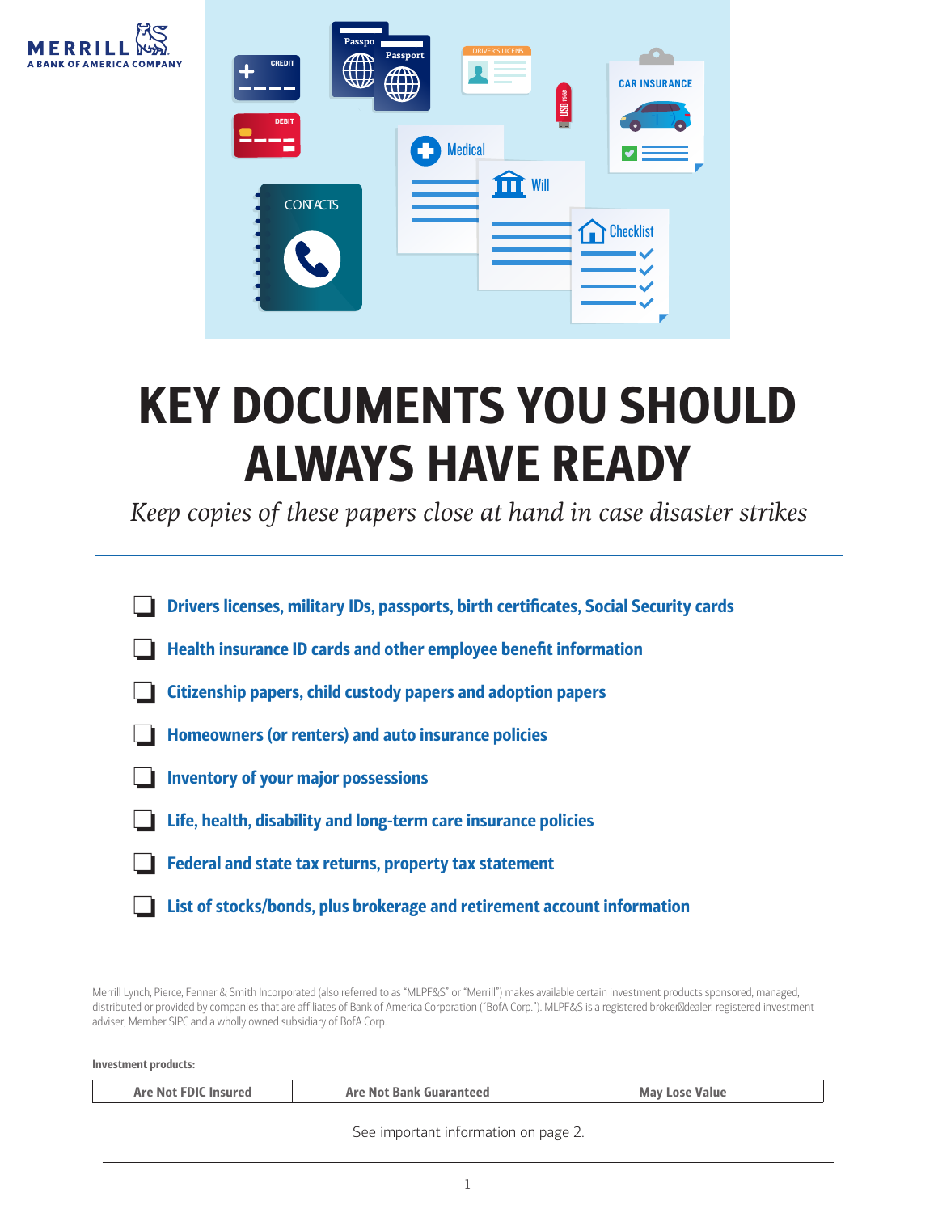# KEY DOCUMENTS YOU SHOULD ALWAYS HAVE READY

*Keep copies of these papers close at hand in case disaster strikes*

- [ ] **Drivers licenses, military IDs, passports, birth certificates, Social Security cards**
- [ ] **Health insurance ID cards and other employee benefit information**
- [ ] **Citizenship papers, child custody papers and adoption papers**
- [ ] **Homeowners (or renters) and auto insurance policies**
- [ ] **Inventory of your major possessions**
- [ ] **Life, health, disability and long-term care insurance policies**
- [ ] **Federal and state tax returns, property tax statement**
- [ ] **List of stocks/bonds, plus brokerage and retirement account information**

Merrill Lynch, Pierce, Fenner & Smith Incorporated (also referred to as "MLPF&S" or "Merrill") makes available certain investment products sponsored, managed, distributed or provided by companies that are affiliates of Bank of America Corporation ("BofA Corp."). MLPF&S is a registered broker-dealer, registered investment adviser, Member SIPC and a wholly owned subsidiary of BofA Corp.

**Investment products:**

| Are Not FDIC Insured | Are Not Bank Guaranteed | May Lose Value |
|---|---|---|

See important information on page 2.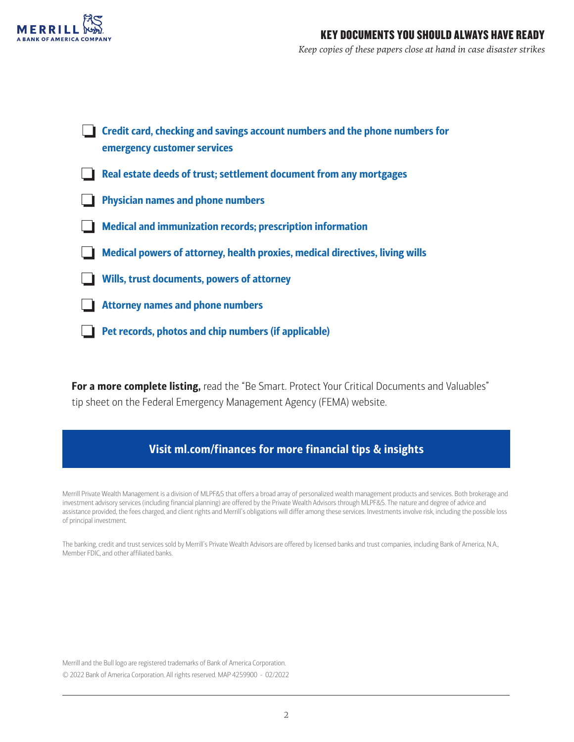## KEY DOCUMENTS YOU SHOULD ALWAYS HAVE READY

*Keep copies of these papers close at hand in case disaster strikes*

- ❑ **Credit card, checking and savings account numbers and the phone numbers for emergency customer services**
- ❑ **Real estate deeds of trust; settlement document from any mortgages**
- ❑ **Physician names and phone numbers**
- ❑ **Medical and immunization records; prescription information**
- ❑ **Medical powers of attorney, health proxies, medical directives, living wills**
- ❑ **Wills, trust documents, powers of attorney**
- ❑ **Attorney names and phone numbers**
- ❑ **Pet records, photos and chip numbers (if applicable)**

**For a more complete listing,** read the "Be Smart. Protect Your Critical Documents and Valuables" tip sheet on the Federal Emergency Management Agency (FEMA) website.

**Visit ml.com/finances for more financial tips & insights**

Merrill Private Wealth Management is a division of MLPF&S that offers a broad array of personalized wealth management products and services. Both brokerage and investment advisory services (including financial planning) are offered by the Private Wealth Advisors through MLPF&S. The nature and degree of advice and assistance provided, the fees charged, and client rights and Merrill's obligations will differ among these services. Investments involve risk, including the possible loss of principal investment.

The banking, credit and trust services sold by Merrill's Private Wealth Advisors are offered by licensed banks and trust companies, including Bank of America, N.A., Member FDIC, and other affiliated banks.

Merrill and the Bull logo are registered trademarks of Bank of America Corporation.
© 2022 Bank of America Corporation. All rights reserved. MAP 4259900 - 02/2022